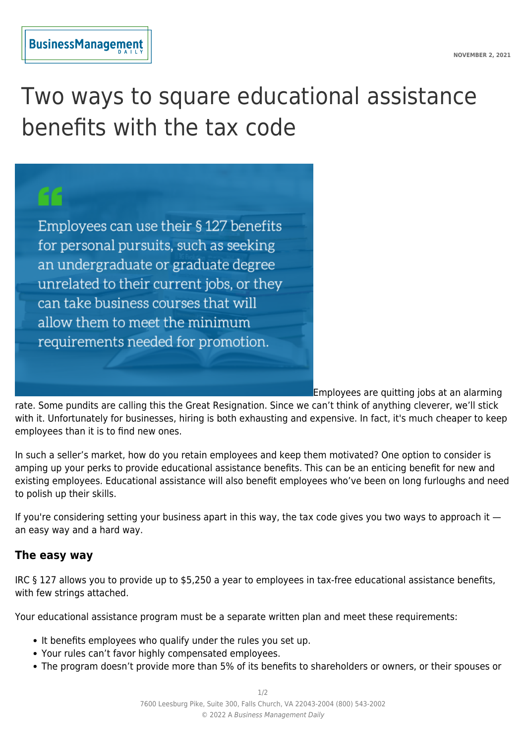# Two ways to square educational assistance benefits with the tax code

> Employees can use their § 127 benefits for personal pursuits, such as seeking an undergraduate or graduate degree unrelated to their current jobs, or they can take business courses that will allow them to meet the minimum requirements needed for promotion.

Employees are quitting jobs at an alarming rate. Some pundits are calling this the Great Resignation. Since we can't think of anything cleverer, we'll stick with it. Unfortunately for businesses, hiring is both exhausting and expensive. In fact, it's much cheaper to keep employees than it is to find new ones.

In such a seller's market, how do you retain employees and keep them motivated? One option to consider is amping up your perks to provide educational assistance benefits. This can be an enticing benefit for new and existing employees. Educational assistance will also benefit employees who've been on long furloughs and need to polish up their skills.

If you're considering setting your business apart in this way, the tax code gives you two ways to approach it — an easy way and a hard way.

### The easy way

IRC § 127 allows you to provide up to $5,250 a year to employees in tax-free educational assistance benefits, with few strings attached.

Your educational assistance program must be a separate written plan and meet these requirements:

- It benefits employees who qualify under the rules you set up.
- Your rules can't favor highly compensated employees.
- The program doesn't provide more than 5% of its benefits to shareholders or owners, or their spouses or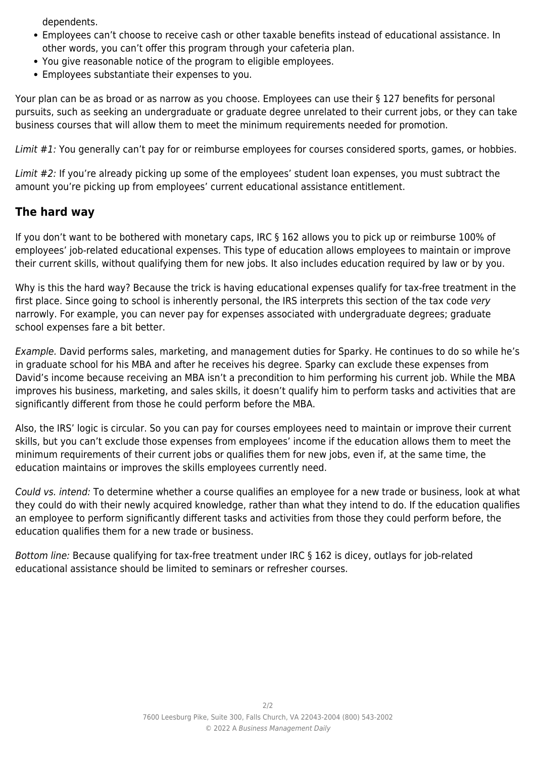dependents.

- Employees can't choose to receive cash or other taxable benefits instead of educational assistance. In other words, you can't offer this program through your cafeteria plan.
- You give reasonable notice of the program to eligible employees.
- Employees substantiate their expenses to you.

Your plan can be as broad or as narrow as you choose. Employees can use their § 127 benefits for personal pursuits, such as seeking an undergraduate or graduate degree unrelated to their current jobs, or they can take business courses that will allow them to meet the minimum requirements needed for promotion.

*Limit #1:* You generally can't pay for or reimburse employees for courses considered sports, games, or hobbies.

*Limit #2:* If you're already picking up some of the employees' student loan expenses, you must subtract the amount you're picking up from employees' current educational assistance entitlement.

## The hard way

If you don't want to be bothered with monetary caps, IRC § 162 allows you to pick up or reimburse 100% of employees' job-related educational expenses. This type of education allows employees to maintain or improve their current skills, without qualifying them for new jobs. It also includes education required by law or by you.

Why is this the hard way? Because the trick is having educational expenses qualify for tax-free treatment in the first place. Since going to school is inherently personal, the IRS interprets this section of the tax code *very* narrowly. For example, you can never pay for expenses associated with undergraduate degrees; graduate school expenses fare a bit better.

*Example.* David performs sales, marketing, and management duties for Sparky. He continues to do so while he's in graduate school for his MBA and after he receives his degree. Sparky can exclude these expenses from David's income because receiving an MBA isn't a precondition to him performing his current job. While the MBA improves his business, marketing, and sales skills, it doesn't qualify him to perform tasks and activities that are significantly different from those he could perform before the MBA.

Also, the IRS' logic is circular. So you can pay for courses employees need to maintain or improve their current skills, but you can't exclude those expenses from employees' income if the education allows them to meet the minimum requirements of their current jobs or qualifies them for new jobs, even if, at the same time, the education maintains or improves the skills employees currently need.

*Could vs. intend:* To determine whether a course qualifies an employee for a new trade or business, look at what they could do with their newly acquired knowledge, rather than what they intend to do. If the education qualifies an employee to perform significantly different tasks and activities from those they could perform before, the education qualifies them for a new trade or business.

*Bottom line:* Because qualifying for tax-free treatment under IRC § 162 is dicey, outlays for job-related educational assistance should be limited to seminars or refresher courses.